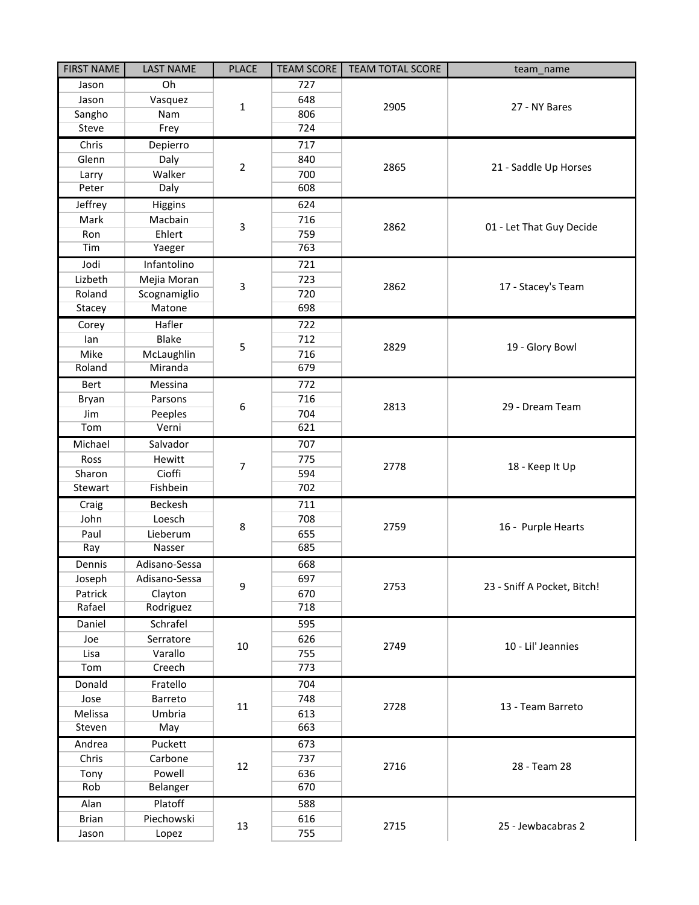| FIRST NAME | LAST NAME | PLACE | TEAM SCORE | TEAM TOTAL SCORE | team_name |
|---|---|---|---|---|---|
| Jason | Oh | 1 | 727 | 2905 | 27 - NY Bares |
| Jason | Vasquez | | 648 | | |
| Sangho | Nam | | 806 | | |
| Steve | Frey | | 724 | | |
| Chris | Depierro | 2 | 717 | 2865 | 21 - Saddle Up Horses |
| Glenn | Daly | | 840 | | |
| Larry | Walker | | 700 | | |
| Peter | Daly | | 608 | | |
| Jeffrey | Higgins | 3 | 624 | 2862 | 01 - Let That Guy Decide |
| Mark | Macbain | | 716 | | |
| Ron | Ehlert | | 759 | | |
| Tim | Yaeger | | 763 | | |
| Jodi | Infantolino | 3 | 721 | 2862 | 17 - Stacey's Team |
| Lizbeth | Mejia Moran | | 723 | | |
| Roland | Scognamiglio | | 720 | | |
| Stacey | Matone | | 698 | | |
| Corey | Hafler | 5 | 722 | 2829 | 19 - Glory Bowl |
| Ian | Blake | | 712 | | |
| Mike | McLaughlin | | 716 | | |
| Roland | Miranda | | 679 | | |
| Bert | Messina | 6 | 772 | 2813 | 29 - Dream Team |
| Bryan | Parsons | | 716 | | |
| Jim | Peeples | | 704 | | |
| Tom | Verni | | 621 | | |
| Michael | Salvador | 7 | 707 | 2778 | 18 - Keep It Up |
| Ross | Hewitt | | 775 | | |
| Sharon | Cioffi | | 594 | | |
| Stewart | Fishbein | | 702 | | |
| Craig | Beckesh | 8 | 711 | 2759 | 16 - Purple Hearts |
| John | Loesch | | 708 | | |
| Paul | Lieberum | | 655 | | |
| Ray | Nasser | | 685 | | |
| Dennis | Adisano-Sessa | 9 | 668 | 2753 | 23 - Sniff A Pocket, Bitch! |
| Joseph | Adisano-Sessa | | 697 | | |
| Patrick | Clayton | | 670 | | |
| Rafael | Rodriguez | | 718 | | |
| Daniel | Schrafel | 10 | 595 | 2749 | 10 - Lil' Jeannies |
| Joe | Serratore | | 626 | | |
| Lisa | Varallo | | 755 | | |
| Tom | Creech | | 773 | | |
| Donald | Fratello | 11 | 704 | 2728 | 13 - Team Barreto |
| Jose | Barreto | | 748 | | |
| Melissa | Umbria | | 613 | | |
| Steven | May | | 663 | | |
| Andrea | Puckett | 12 | 673 | 2716 | 28 - Team 28 |
| Chris | Carbone | | 737 | | |
| Tony | Powell | | 636 | | |
| Rob | Belanger | | 670 | | |
| Alan | Platoff | 13 | 588 | 2715 | 25 - Jewbacabras 2 |
| Brian | Piechowski | | 616 | | |
| Jason | Lopez | | 755 | | |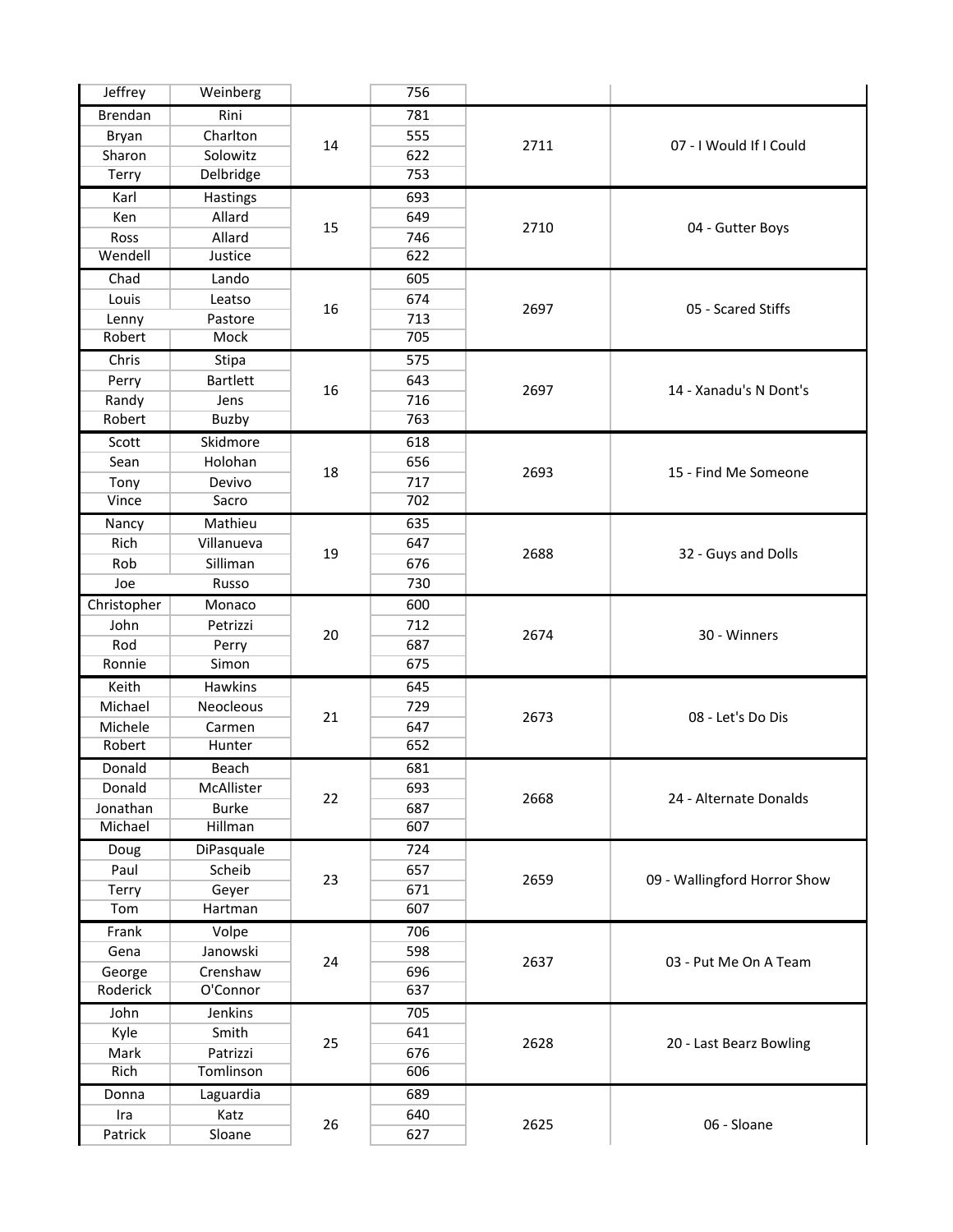| First | Last | Place | Score | Team Total | Team |
|---|---|---|---|---|---|
| Jeffrey | Weinberg | | 756 | | |
| Brendan | Rini | 14 | 781 | 2711 | 07 - I Would If I Could |
| Bryan | Charlton | | 555 | | |
| Sharon | Solowitz | | 622 | | |
| Terry | Delbridge | | 753 | | |
| Karl | Hastings | 15 | 693 | 2710 | 04 - Gutter Boys |
| Ken | Allard | | 649 | | |
| Ross | Allard | | 746 | | |
| Wendell | Justice | | 622 | | |
| Chad | Lando | 16 | 605 | 2697 | 05 - Scared Stiffs |
| Louis | Leatso | | 674 | | |
| Lenny | Pastore | | 713 | | |
| Robert | Mock | | 705 | | |
| Chris | Stipa | 16 | 575 | 2697 | 14 - Xanadu's N Dont's |
| Perry | Bartlett | | 643 | | |
| Randy | Jens | | 716 | | |
| Robert | Buzby | | 763 | | |
| Scott | Skidmore | 18 | 618 | 2693 | 15 - Find Me Someone |
| Sean | Holohan | | 656 | | |
| Tony | Devivo | | 717 | | |
| Vince | Sacro | | 702 | | |
| Nancy | Mathieu | 19 | 635 | 2688 | 32 - Guys and Dolls |
| Rich | Villanueva | | 647 | | |
| Rob | Silliman | | 676 | | |
| Joe | Russo | | 730 | | |
| Christopher | Monaco | 20 | 600 | 2674 | 30 - Winners |
| John | Petrizzi | | 712 | | |
| Rod | Perry | | 687 | | |
| Ronnie | Simon | | 675 | | |
| Keith | Hawkins | 21 | 645 | 2673 | 08 - Let's Do Dis |
| Michael | Neocleous | | 729 | | |
| Michele | Carmen | | 647 | | |
| Robert | Hunter | | 652 | | |
| Donald | Beach | 22 | 681 | 2668 | 24 - Alternate Donalds |
| Donald | McAllister | | 693 | | |
| Jonathan | Burke | | 687 | | |
| Michael | Hillman | | 607 | | |
| Doug | DiPasquale | 23 | 724 | 2659 | 09 - Wallingford Horror Show |
| Paul | Scheib | | 657 | | |
| Terry | Geyer | | 671 | | |
| Tom | Hartman | | 607 | | |
| Frank | Volpe | 24 | 706 | 2637 | 03 - Put Me On A Team |
| Gena | Janowski | | 598 | | |
| George | Crenshaw | | 696 | | |
| Roderick | O'Connor | | 637 | | |
| John | Jenkins | 25 | 705 | 2628 | 20 - Last Bearz Bowling |
| Kyle | Smith | | 641 | | |
| Mark | Patrizzi | | 676 | | |
| Rich | Tomlinson | | 606 | | |
| Donna | Laguardia | 26 | 689 | 2625 | 06 - Sloane |
| Ira | Katz | | 640 | | |
| Patrick | Sloane | | 627 | | |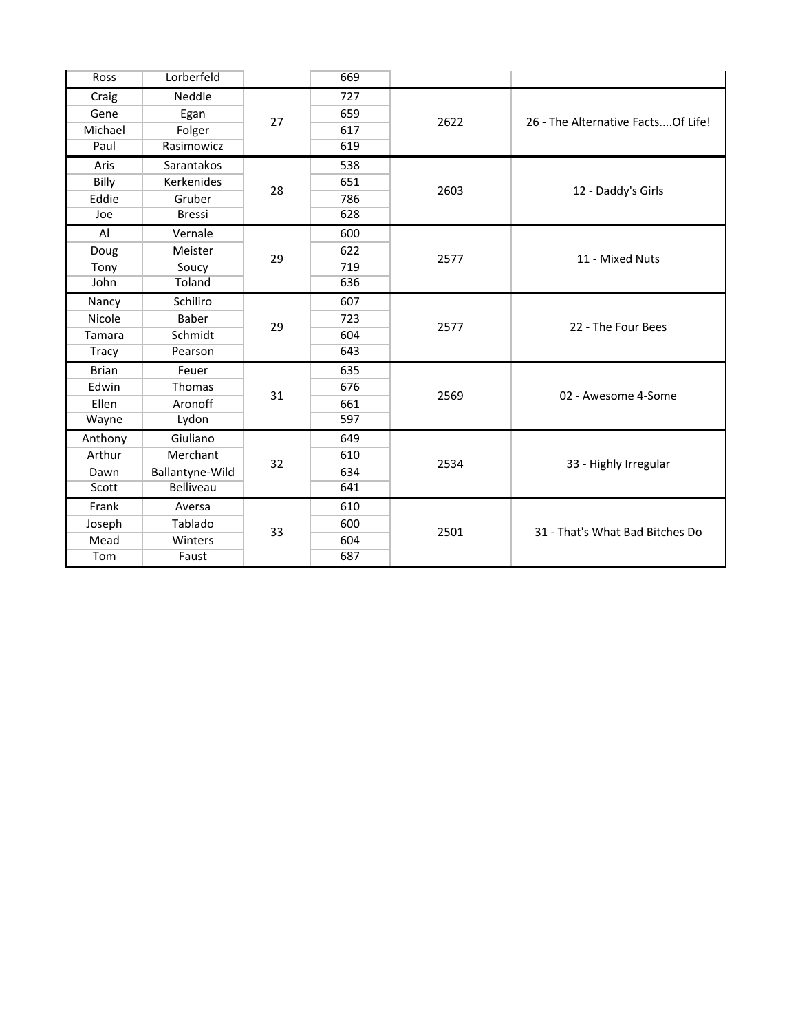| | | | | | |
|---|---|---|---|---|---|
| Ross | Lorberfeld | | 669 | | |
| Craig | Neddle | 27 | 727 | 2622 | 26 - The Alternative Facts....Of Life! |
| Gene | Egan | | 659 | | |
| Michael | Folger | | 617 | | |
| Paul | Rasimowicz | | 619 | | |
| Aris | Sarantakos | 28 | 538 | 2603 | 12 - Daddy's Girls |
| Billy | Kerkenides | | 651 | | |
| Eddie | Gruber | | 786 | | |
| Joe | Bressi | | 628 | | |
| Al | Vernale | 29 | 600 | 2577 | 11 - Mixed Nuts |
| Doug | Meister | | 622 | | |
| Tony | Soucy | | 719 | | |
| John | Toland | | 636 | | |
| Nancy | Schiliro | 29 | 607 | 2577 | 22 - The Four Bees |
| Nicole | Baber | | 723 | | |
| Tamara | Schmidt | | 604 | | |
| Tracy | Pearson | | 643 | | |
| Brian | Feuer | 31 | 635 | 2569 | 02 - Awesome 4-Some |
| Edwin | Thomas | | 676 | | |
| Ellen | Aronoff | | 661 | | |
| Wayne | Lydon | | 597 | | |
| Anthony | Giuliano | 32 | 649 | 2534 | 33 - Highly Irregular |
| Arthur | Merchant | | 610 | | |
| Dawn | Ballantyne-Wild | | 634 | | |
| Scott | Belliveau | | 641 | | |
| Frank | Aversa | 33 | 610 | 2501 | 31 - That's What Bad Bitches Do |
| Joseph | Tablado | | 600 | | |
| Mead | Winters | | 604 | | |
| Tom | Faust | | 687 | | |